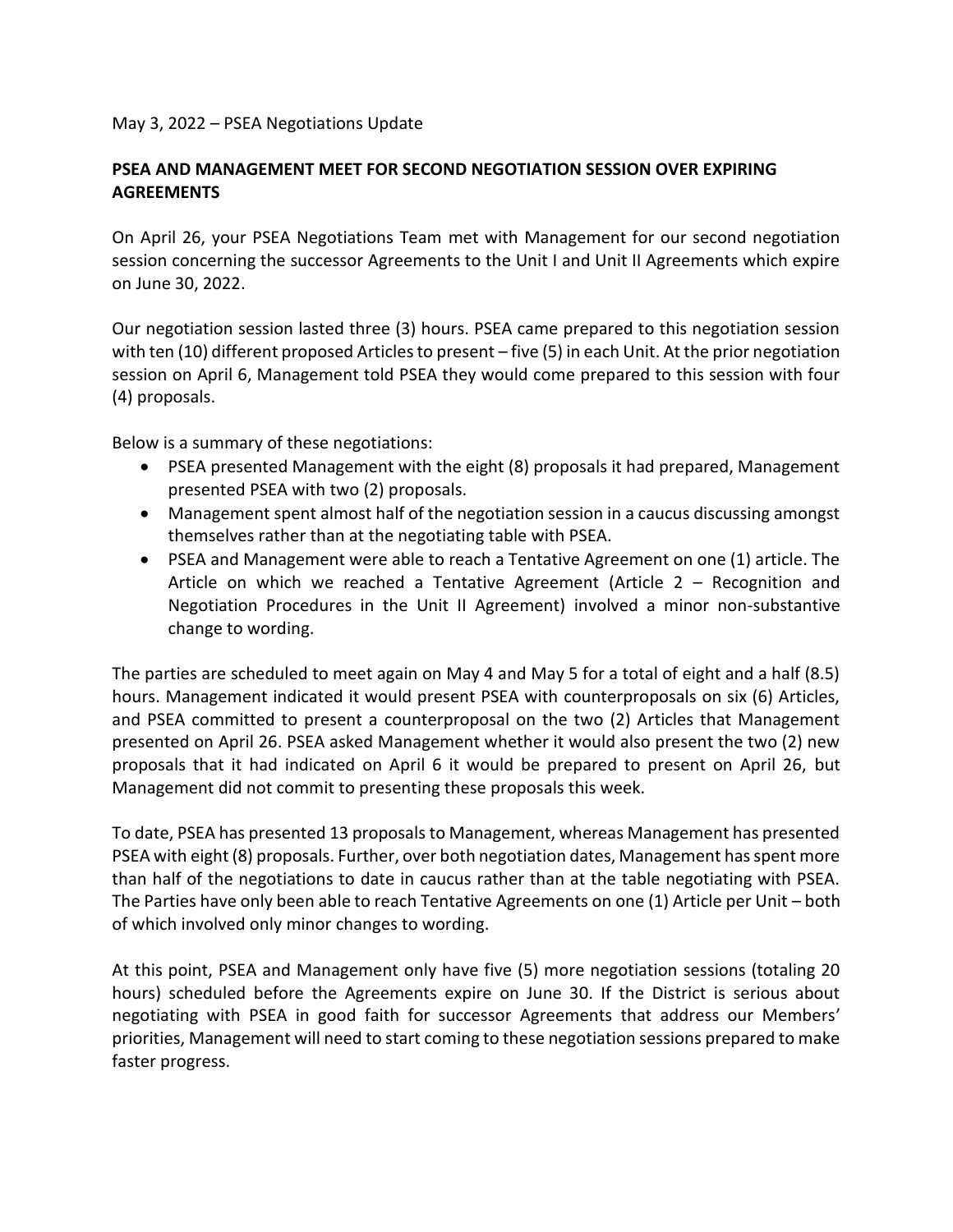May 3, 2022 – PSEA Negotiations Update

**PSEA AND MANAGEMENT MEET FOR SECOND NEGOTIATION SESSION OVER EXPIRING AGREEMENTS**

On April 26, your PSEA Negotiations Team met with Management for our second negotiation session concerning the successor Agreements to the Unit I and Unit II Agreements which expire on June 30, 2022.

Our negotiation session lasted three (3) hours. PSEA came prepared to this negotiation session with ten (10) different proposed Articles to present – five (5) in each Unit. At the prior negotiation session on April 6, Management told PSEA they would come prepared to this session with four (4) proposals.

Below is a summary of these negotiations:

- PSEA presented Management with the eight (8) proposals it had prepared, Management presented PSEA with two (2) proposals.
- Management spent almost half of the negotiation session in a caucus discussing amongst themselves rather than at the negotiating table with PSEA.
- PSEA and Management were able to reach a Tentative Agreement on one (1) article. The Article on which we reached a Tentative Agreement (Article 2 – Recognition and Negotiation Procedures in the Unit II Agreement) involved a minor non-substantive change to wording.

The parties are scheduled to meet again on May 4 and May 5 for a total of eight and a half (8.5) hours. Management indicated it would present PSEA with counterproposals on six (6) Articles, and PSEA committed to present a counterproposal on the two (2) Articles that Management presented on April 26. PSEA asked Management whether it would also present the two (2) new proposals that it had indicated on April 6 it would be prepared to present on April 26, but Management did not commit to presenting these proposals this week.

To date, PSEA has presented 13 proposals to Management, whereas Management has presented PSEA with eight (8) proposals. Further, over both negotiation dates, Management has spent more than half of the negotiations to date in caucus rather than at the table negotiating with PSEA. The Parties have only been able to reach Tentative Agreements on one (1) Article per Unit – both of which involved only minor changes to wording.

At this point, PSEA and Management only have five (5) more negotiation sessions (totaling 20 hours) scheduled before the Agreements expire on June 30. If the District is serious about negotiating with PSEA in good faith for successor Agreements that address our Members' priorities, Management will need to start coming to these negotiation sessions prepared to make faster progress.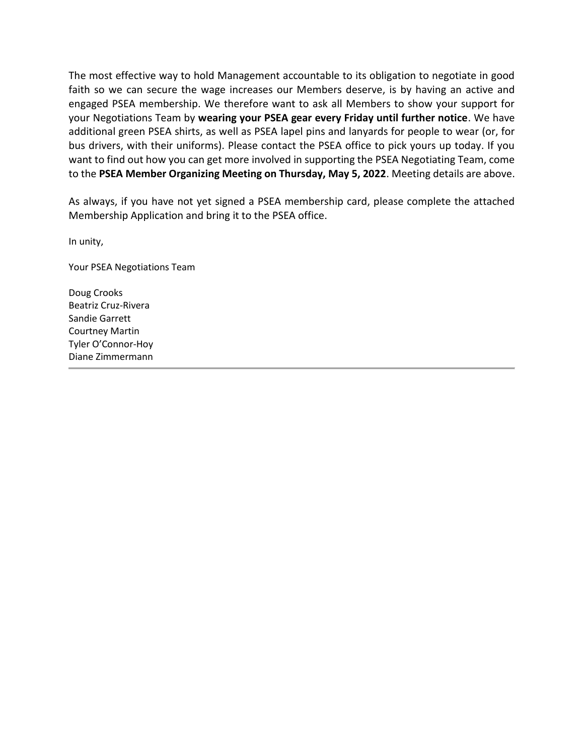The most effective way to hold Management accountable to its obligation to negotiate in good faith so we can secure the wage increases our Members deserve, is by having an active and engaged PSEA membership. We therefore want to ask all Members to show your support for your Negotiations Team by **wearing your PSEA gear every Friday until further notice**. We have additional green PSEA shirts, as well as PSEA lapel pins and lanyards for people to wear (or, for bus drivers, with their uniforms). Please contact the PSEA office to pick yours up today. If you want to find out how you can get more involved in supporting the PSEA Negotiating Team, come to the **PSEA Member Organizing Meeting on Thursday, May 5, 2022**. Meeting details are above.

As always, if you have not yet signed a PSEA membership card, please complete the attached Membership Application and bring it to the PSEA office.

In unity,

Your PSEA Negotiations Team

Doug Crooks
Beatriz Cruz-Rivera
Sandie Garrett
Courtney Martin
Tyler O'Connor-Hoy
Diane Zimmermann

---